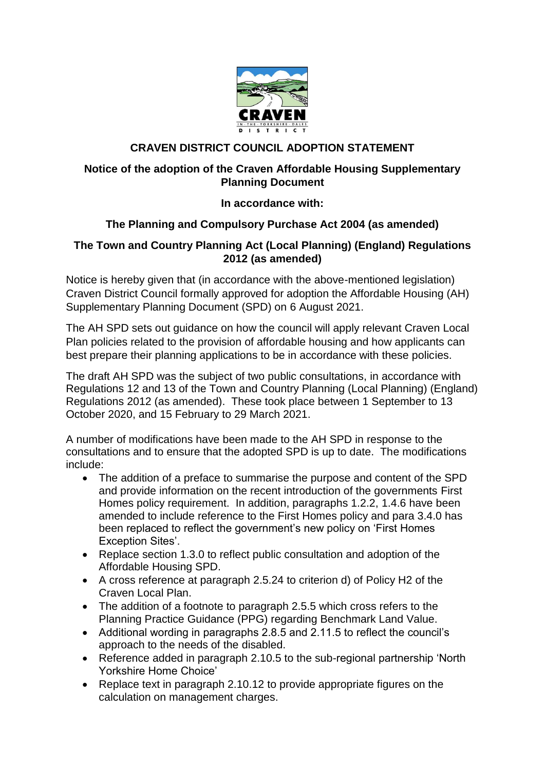# CRAVEN DISTRICT COUNCIL ADOPTION STATEMENT

## Notice of the adoption of the Craven Affordable Housing Supplementary Planning Document

### In accordance with:

### The Planning and Compulsory Purchase Act 2004 (as amended)

### The Town and Country Planning Act (Local Planning) (England) Regulations 2012 (as amended)

Notice is hereby given that (in accordance with the above-mentioned legislation) Craven District Council formally approved for adoption the Affordable Housing (AH) Supplementary Planning Document (SPD) on 6 August 2021.

The AH SPD sets out guidance on how the council will apply relevant Craven Local Plan policies related to the provision of affordable housing and how applicants can best prepare their planning applications to be in accordance with these policies.

The draft AH SPD was the subject of two public consultations, in accordance with Regulations 12 and 13 of the Town and Country Planning (Local Planning) (England) Regulations 2012 (as amended). These took place between 1 September to 13 October 2020, and 15 February to 29 March 2021.

A number of modifications have been made to the AH SPD in response to the consultations and to ensure that the adopted SPD is up to date. The modifications include:

- The addition of a preface to summarise the purpose and content of the SPD and provide information on the recent introduction of the governments First Homes policy requirement. In addition, paragraphs 1.2.2, 1.4.6 have been amended to include reference to the First Homes policy and para 3.4.0 has been replaced to reflect the government's new policy on 'First Homes Exception Sites'.
- Replace section 1.3.0 to reflect public consultation and adoption of the Affordable Housing SPD.
- A cross reference at paragraph 2.5.24 to criterion d) of Policy H2 of the Craven Local Plan.
- The addition of a footnote to paragraph 2.5.5 which cross refers to the Planning Practice Guidance (PPG) regarding Benchmark Land Value.
- Additional wording in paragraphs 2.8.5 and 2.11.5 to reflect the council's approach to the needs of the disabled.
- Reference added in paragraph 2.10.5 to the sub-regional partnership 'North Yorkshire Home Choice'
- Replace text in paragraph 2.10.12 to provide appropriate figures on the calculation on management charges.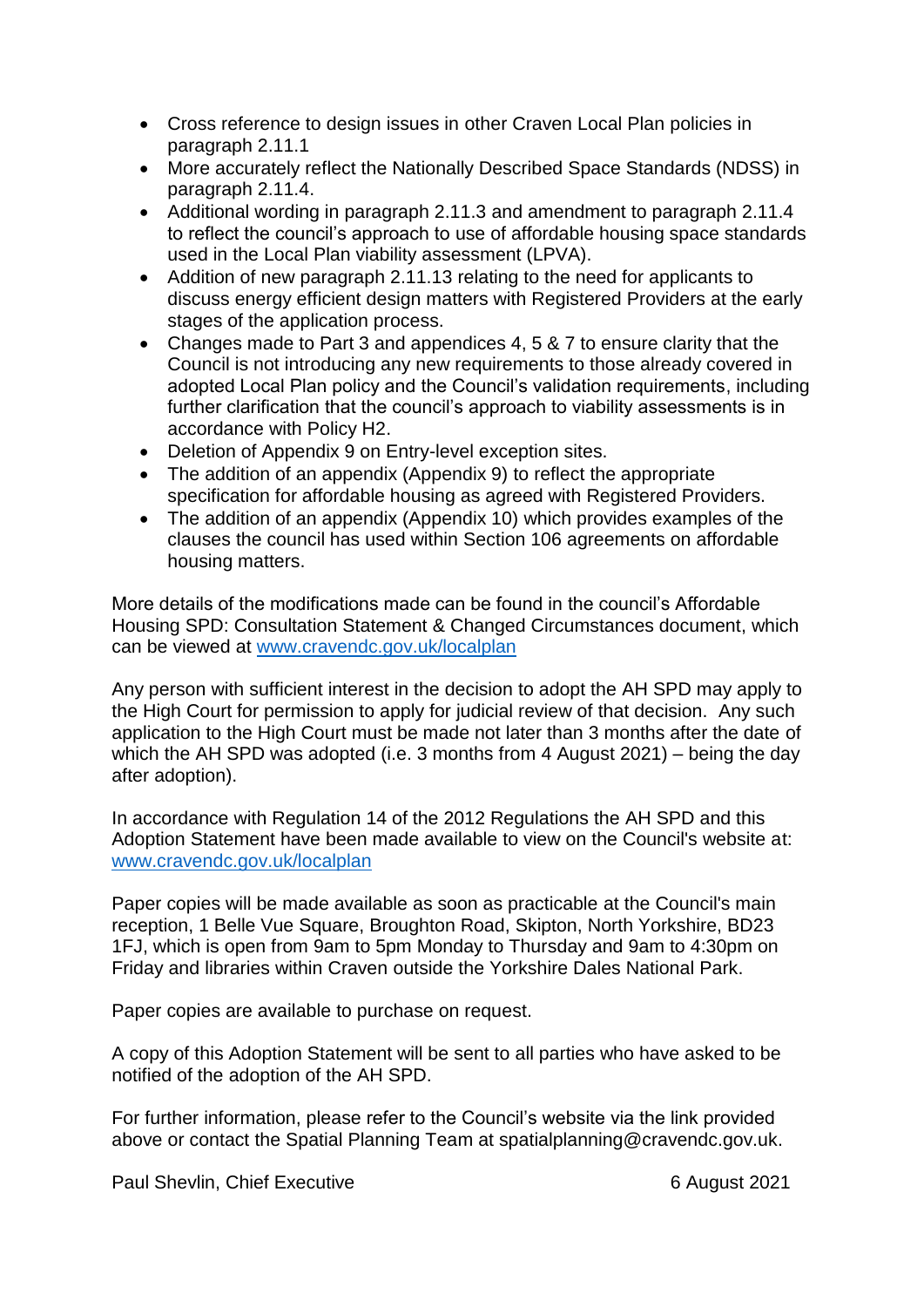- Cross reference to design issues in other Craven Local Plan policies in paragraph 2.11.1
- More accurately reflect the Nationally Described Space Standards (NDSS) in paragraph 2.11.4.
- Additional wording in paragraph 2.11.3 and amendment to paragraph 2.11.4 to reflect the council's approach to use of affordable housing space standards used in the Local Plan viability assessment (LPVA).
- Addition of new paragraph 2.11.13 relating to the need for applicants to discuss energy efficient design matters with Registered Providers at the early stages of the application process.
- Changes made to Part 3 and appendices 4, 5 & 7 to ensure clarity that the Council is not introducing any new requirements to those already covered in adopted Local Plan policy and the Council's validation requirements, including further clarification that the council's approach to viability assessments is in accordance with Policy H2.
- Deletion of Appendix 9 on Entry-level exception sites.
- The addition of an appendix (Appendix 9) to reflect the appropriate specification for affordable housing as agreed with Registered Providers.
- The addition of an appendix (Appendix 10) which provides examples of the clauses the council has used within Section 106 agreements on affordable housing matters.

More details of the modifications made can be found in the council's Affordable Housing SPD: Consultation Statement & Changed Circumstances document, which can be viewed at www.cravendc.gov.uk/localplan

Any person with sufficient interest in the decision to adopt the AH SPD may apply to the High Court for permission to apply for judicial review of that decision. Any such application to the High Court must be made not later than 3 months after the date of which the AH SPD was adopted (i.e. 3 months from 4 August 2021) – being the day after adoption).

In accordance with Regulation 14 of the 2012 Regulations the AH SPD and this Adoption Statement have been made available to view on the Council's website at: www.cravendc.gov.uk/localplan

Paper copies will be made available as soon as practicable at the Council's main reception, 1 Belle Vue Square, Broughton Road, Skipton, North Yorkshire, BD23 1FJ, which is open from 9am to 5pm Monday to Thursday and 9am to 4:30pm on Friday and libraries within Craven outside the Yorkshire Dales National Park.

Paper copies are available to purchase on request.

A copy of this Adoption Statement will be sent to all parties who have asked to be notified of the adoption of the AH SPD.

For further information, please refer to the Council's website via the link provided above or contact the Spatial Planning Team at spatialplanning@cravendc.gov.uk.

Paul Shevlin, Chief Executive 6 August 2021